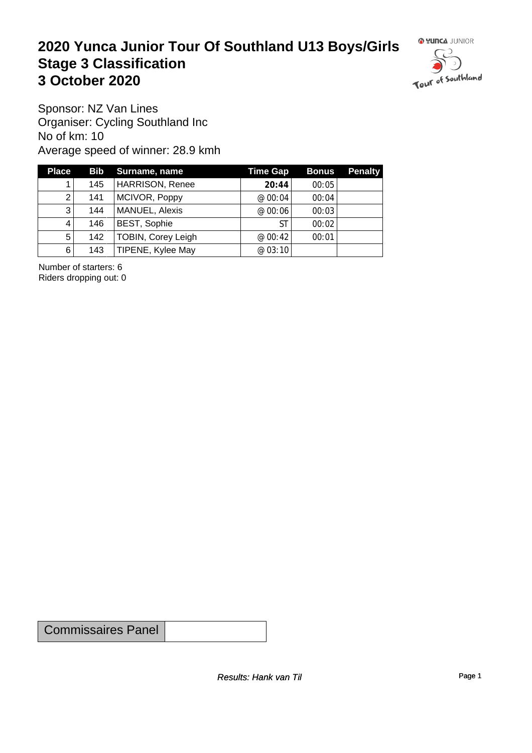# 2020 Yunca Junior Tour Of Southland U13 Boys/Girls
# Stage 3 Classification
# 3 October 2020

Sponsor: NZ Van Lines
Organiser: Cycling Southland Inc
No of km: 10
Average speed of winner: 28.9 kmh

| Place | Bib | Surname, name | Time Gap | Bonus | Penalty |
|---|---|---|---|---|---|
| 1 | 145 | HARRISON, Renee | **20:44** | 00:05 | |
| 2 | 141 | MCIVOR, Poppy | @ 00:04 | 00:04 | |
| 3 | 144 | MANUEL, Alexis | @ 00:06 | 00:03 | |
| 4 | 146 | BEST, Sophie | ST | 00:02 | |
| 5 | 142 | TOBIN, Corey Leigh | @ 00:42 | 00:01 | |
| 6 | 143 | TIPENE, Kylee May | @ 03:10 | | |

Number of starters: 6
Riders dropping out: 0

| Commissaires Panel | |
|---|---|

*Results: Hank van Til*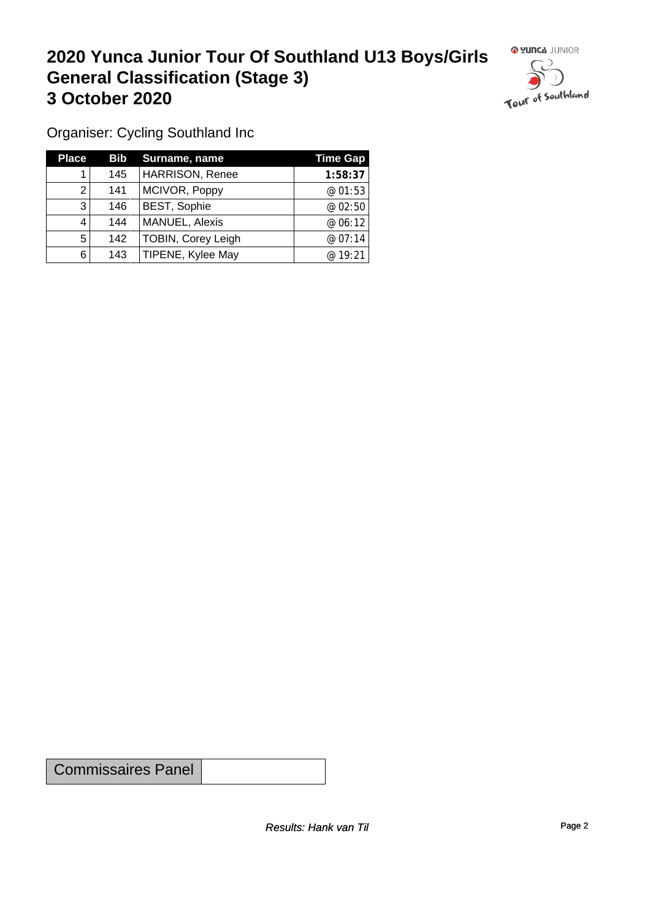# 2020 Yunca Junior Tour Of Southland U13 Boys/Girls General Classification (Stage 3) 3 October 2020

Organiser: Cycling Southland Inc

| Place | Bib | Surname, name | Time Gap |
|---|---|---|---|
| 1 | 145 | HARRISON, Renee | **1:58:37** |
| 2 | 141 | MCIVOR, Poppy | @ 01:53 |
| 3 | 146 | BEST, Sophie | @ 02:50 |
| 4 | 144 | MANUEL, Alexis | @ 06:12 |
| 5 | 142 | TOBIN, Corey Leigh | @ 07:14 |
| 6 | 143 | TIPENE, Kylee May | @ 19:21 |

| Commissaires Panel | |
|---|---|

*Results: Hank van Til*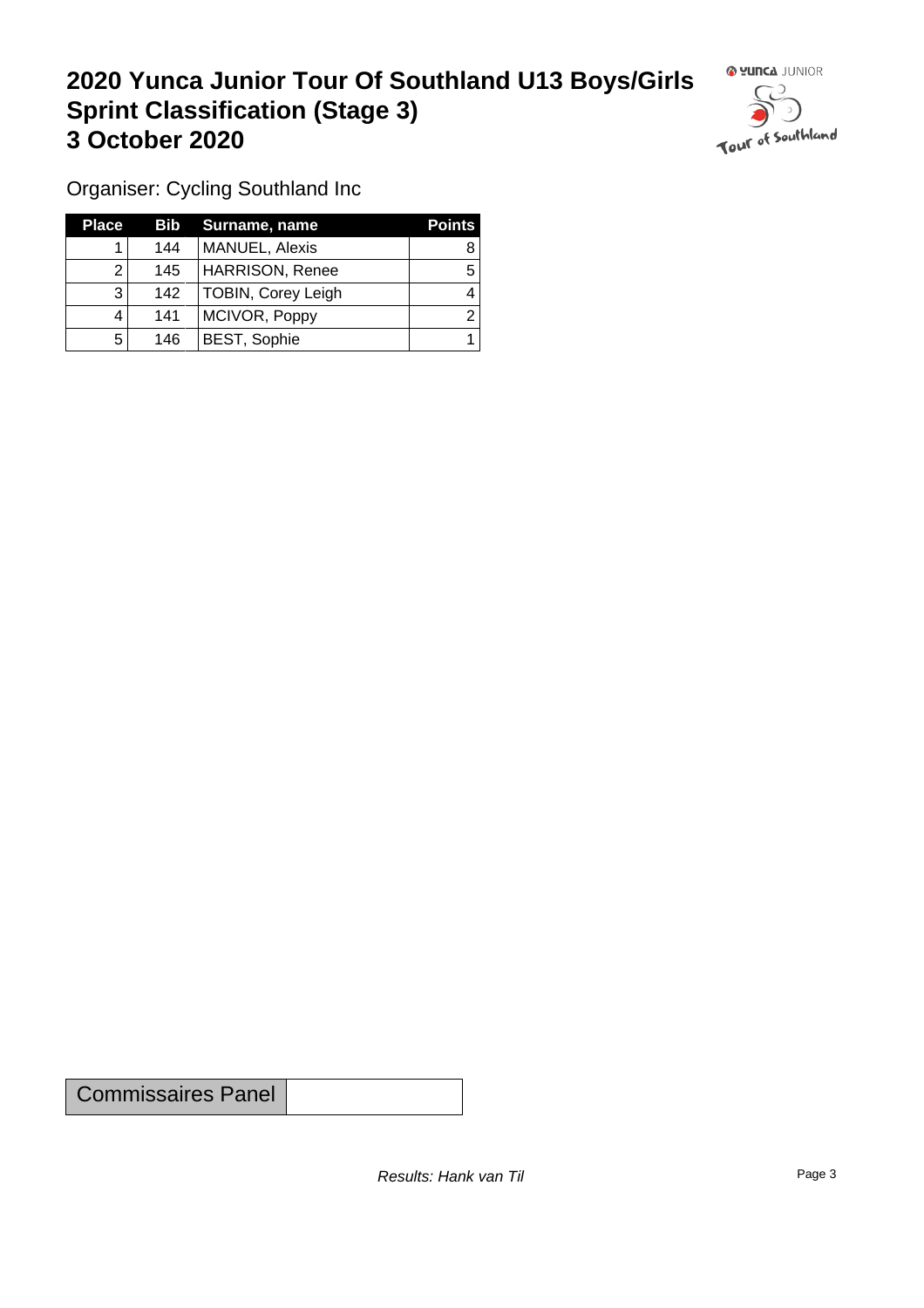# 2020 Yunca Junior Tour Of Southland U13 Boys/Girls Sprint Classification (Stage 3) 3 October 2020

Organiser: Cycling Southland Inc

| Place | Bib | Surname, name | Points |
|---|---|---|---|
| 1 | 144 | MANUEL, Alexis | 8 |
| 2 | 145 | HARRISON, Renee | 5 |
| 3 | 142 | TOBIN, Corey Leigh | 4 |
| 4 | 141 | MCIVOR, Poppy | 2 |
| 5 | 146 | BEST, Sophie | 1 |

| Commissaires Panel | |
|---|---|

*Results: Hank van Til*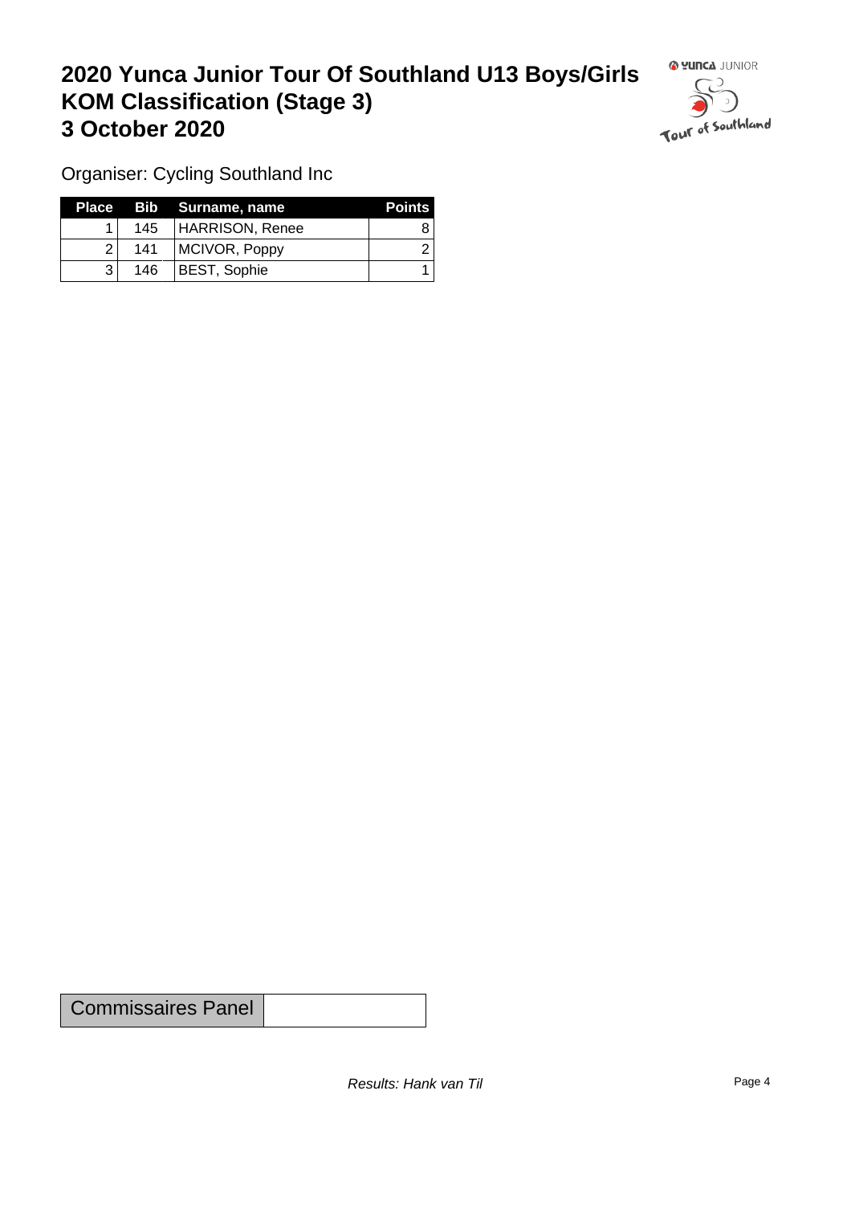# 2020 Yunca Junior Tour Of Southland U13 Boys/Girls
# KOM Classification (Stage 3)
# 3 October 2020

Organiser: Cycling Southland Inc

| Place | Bib | Surname, name | Points |
|---|---|---|---|
| 1 | 145 | HARRISON, Renee | 8 |
| 2 | 141 | MCIVOR, Poppy | 2 |
| 3 | 146 | BEST, Sophie | 1 |

| Commissaires Panel | |
|---|---|

*Results: Hank van Til*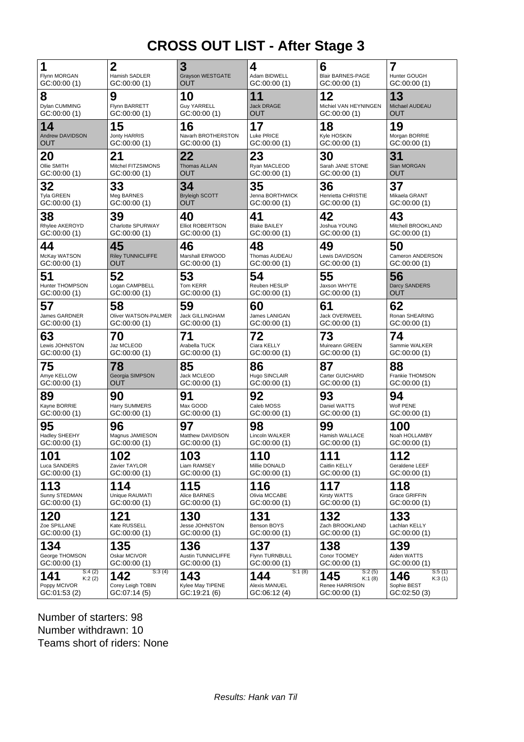# CROSS OUT LIST - After Stage 3

| | | | | | |
|---|---|---|---|---|---|
| **1**<br>Flynn MORGAN<br>GC:00:00 (1) | **2**<br>Hamish SADLER<br>GC:00:00 (1) | **3**<br>Grayson WESTGATE<br>OUT | **4**<br>Adam BIDWELL<br>GC:00:00 (1) | **6**<br>Blair BARNES-PAGE<br>GC:00:00 (1) | **7**<br>Hunter GOUGH<br>GC:00:00 (1) |
| **8**<br>Dylan CUMMING<br>GC:00:00 (1) | **9**<br>Flynn BARRETT<br>GC:00:00 (1) | **10**<br>Guy YARRELL<br>GC:00:00 (1) | **11**<br>Jack DRAGE<br>OUT | **12**<br>Michiel VAN HEYNINGEN<br>GC:00:00 (1) | **13**<br>Michael AUDEAU<br>OUT |
| **14**<br>Andrew DAVIDSON<br>OUT | **15**<br>Jonty HARRIS<br>GC:00:00 (1) | **16**<br>Navarh BROTHERSTON<br>GC:00:00 (1) | **17**<br>Luke PRICE<br>GC:00:00 (1) | **18**<br>Kyle HOSKIN<br>GC:00:00 (1) | **19**<br>Morgan BORRIE<br>GC:00:00 (1) |
| **20**<br>Ollie SMITH<br>GC:00:00 (1) | **21**<br>Mitchel FITZSIMONS<br>GC:00:00 (1) | **22**<br>Thomas ALLAN<br>OUT | **23**<br>Ryan MACLEOD<br>GC:00:00 (1) | **30**<br>Sarah JANE STONE<br>GC:00:00 (1) | **31**<br>Sian MORGAN<br>OUT |
| **32**<br>Tyla GREEN<br>GC:00:00 (1) | **33**<br>Meg BARNES<br>GC:00:00 (1) | **34**<br>Bryleigh SCOTT<br>OUT | **35**<br>Jenna BORTHWICK<br>GC:00:00 (1) | **36**<br>Henrietta CHRISTIE<br>GC:00:00 (1) | **37**<br>Mikaela GRANT<br>GC:00:00 (1) |
| **38**<br>Rhylee AKEROYD<br>GC:00:00 (1) | **39**<br>Charlotte SPURWAY<br>GC:00:00 (1) | **40**<br>Elliot ROBERTSON<br>GC:00:00 (1) | **41**<br>Blake BAILEY<br>GC:00:00 (1) | **42**<br>Joshua YOUNG<br>GC:00:00 (1) | **43**<br>Mitchell BROOKLAND<br>GC:00:00 (1) |
| **44**<br>McKay WATSON<br>GC:00:00 (1) | **45**<br>Riley TUNNICLIFFE<br>OUT | **46**<br>Marshall ERWOOD<br>GC:00:00 (1) | **48**<br>Thomas AUDEAU<br>GC:00:00 (1) | **49**<br>Lewis DAVIDSON<br>GC:00:00 (1) | **50**<br>Cameron ANDERSON<br>GC:00:00 (1) |
| **51**<br>Hunter THOMPSON<br>GC:00:00 (1) | **52**<br>Logan CAMPBELL<br>GC:00:00 (1) | **53**<br>Tom KERR<br>GC:00:00 (1) | **54**<br>Reuben HESLIP<br>GC:00:00 (1) | **55**<br>Jaxson WHYTE<br>GC:00:00 (1) | **56**<br>Darcy SANDERS<br>OUT |
| **57**<br>James GARDNER<br>GC:00:00 (1) | **58**<br>Oliver WATSON-PALMER<br>GC:00:00 (1) | **59**<br>Jack GILLINGHAM<br>GC:00:00 (1) | **60**<br>James LANIGAN<br>GC:00:00 (1) | **61**<br>Jack OVERWEEL<br>GC:00:00 (1) | **62**<br>Ronan SHEARING<br>GC:00:00 (1) |
| **63**<br>Lewis JOHNSTON<br>GC:00:00 (1) | **70**<br>Jaz MCLEOD<br>GC:00:00 (1) | **71**<br>Arabella TUCK<br>GC:00:00 (1) | **72**<br>Ciara KELLY<br>GC:00:00 (1) | **73**<br>Muireann GREEN<br>GC:00:00 (1) | **74**<br>Sammie WALKER<br>GC:00:00 (1) |
| **75**<br>Amye KELLOW<br>GC:00:00 (1) | **78**<br>Georgia SIMPSON<br>OUT | **85**<br>Jack MCLEOD<br>GC:00:00 (1) | **86**<br>Hugo SINCLAIR<br>GC:00:00 (1) | **87**<br>Carter GUICHARD<br>GC:00:00 (1) | **88**<br>Frankie THOMSON<br>GC:00:00 (1) |
| **89**<br>Kayne BORRIE<br>GC:00:00 (1) | **90**<br>Harry SUMMERS<br>GC:00:00 (1) | **91**<br>Max GOOD<br>GC:00:00 (1) | **92**<br>Caleb MOSS<br>GC:00:00 (1) | **93**<br>Daniel WATTS<br>GC:00:00 (1) | **94**<br>Wolf PENE<br>GC:00:00 (1) |
| **95**<br>Hadley SHEEHY<br>GC:00:00 (1) | **96**<br>Magnus JAMIESON<br>GC:00:00 (1) | **97**<br>Matthew DAVIDSON<br>GC:00:00 (1) | **98**<br>Lincoln WALKER<br>GC:00:00 (1) | **99**<br>Hamish WALLACE<br>GC:00:00 (1) | **100**<br>Noah HOLLAMBY<br>GC:00:00 (1) |
| **101**<br>Luca SANDERS<br>GC:00:00 (1) | **102**<br>Zavier TAYLOR<br>GC:00:00 (1) | **103**<br>Liam RAMSEY<br>GC:00:00 (1) | **110**<br>Millie DONALD<br>GC:00:00 (1) | **111**<br>Caitlin KELLY<br>GC:00:00 (1) | **112**<br>Geraldene LEEF<br>GC:00:00 (1) |
| **113**<br>Sunny STEDMAN<br>GC:00:00 (1) | **114**<br>Unique RAUMATI<br>GC:00:00 (1) | **115**<br>Alice BARNES<br>GC:00:00 (1) | **116**<br>Olivia MCCABE<br>GC:00:00 (1) | **117**<br>Kirsty WATTS<br>GC:00:00 (1) | **118**<br>Grace GRIFFIN<br>GC:00:00 (1) |
| **120**<br>Zoe SPILLANE<br>GC:00:00 (1) | **121**<br>Kate RUSSELL<br>GC:00:00 (1) | **130**<br>Jesse JOHNSTON<br>GC:00:00 (1) | **131**<br>Benson BOYS<br>GC:00:00 (1) | **132**<br>Zach BROOKLAND<br>GC:00:00 (1) | **133**<br>Lachlan KELLY<br>GC:00:00 (1) |
| **134**<br>George THOMSON<br>GC:00:00 (1) | **135**<br>Oskar MCIVOR<br>GC:00:00 (1) | **136**<br>Austin TUNNICLIFFE<br>GC:00:00 (1) | **137**<br>Flynn TURNBULL<br>GC:00:00 (1) | **138**<br>Conor TOOMEY<br>GC:00:00 (1) | **139**<br>Aiden WATTS<br>GC:00:00 (1) |
| **141** S:4 (2) K:2 (2)<br>Poppy MCIVOR<br>GC:01:53 (2) | **142** S:3 (4)<br>Corey Leigh TOBIN<br>GC:07:14 (5) | **143**<br>Kylee May TIPENE<br>GC:19:21 (6) | **144** S:1 (8)<br>Alexis MANUEL<br>GC:06:12 (4) | **145** S:2 (5) K:1 (8)<br>Renee HARRISON<br>GC:00:00 (1) | **146** S:5 (1) K:3 (1)<br>Sophie BEST<br>GC:02:50 (3) |

Number of starters: 98
Number withdrawn: 10
Teams short of riders: None

*Results: Hank van Til*